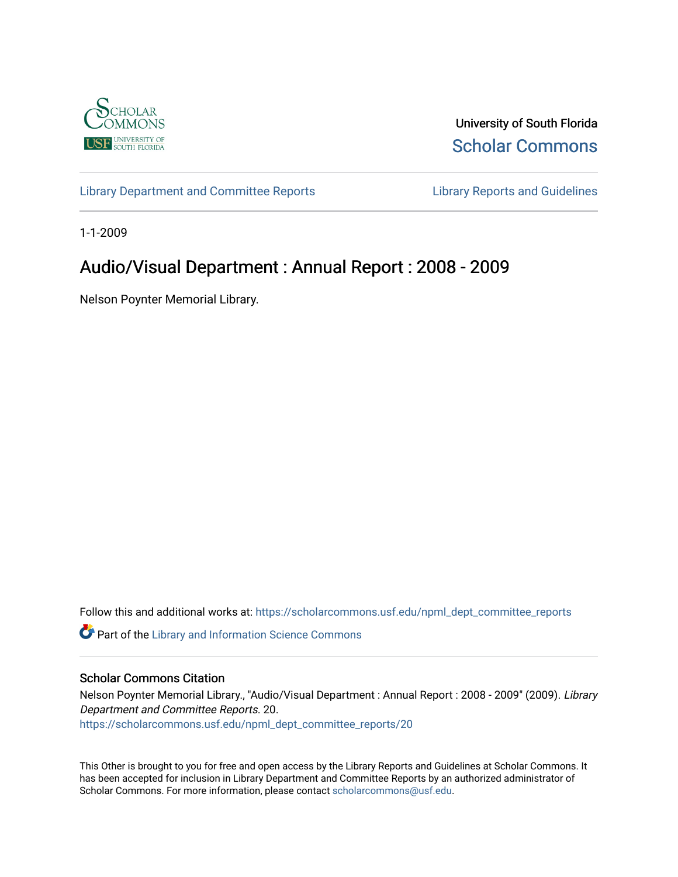University of South Florida

Scholar Commons

Library Department and Committee Reports | Library Reports and Guidelines

1-1-2009

# Audio/Visual Department : Annual Report : 2008 - 2009

Nelson Poynter Memorial Library.

Follow this and additional works at: https://scholarcommons.usf.edu/npml_dept_committee_reports

Part of the Library and Information Science Commons

## Scholar Commons Citation

Nelson Poynter Memorial Library., "Audio/Visual Department : Annual Report : 2008 - 2009" (2009). *Library Department and Committee Reports*. 20.
https://scholarcommons.usf.edu/npml_dept_committee_reports/20

This Other is brought to you for free and open access by the Library Reports and Guidelines at Scholar Commons. It has been accepted for inclusion in Library Department and Committee Reports by an authorized administrator of Scholar Commons. For more information, please contact scholarcommons@usf.edu.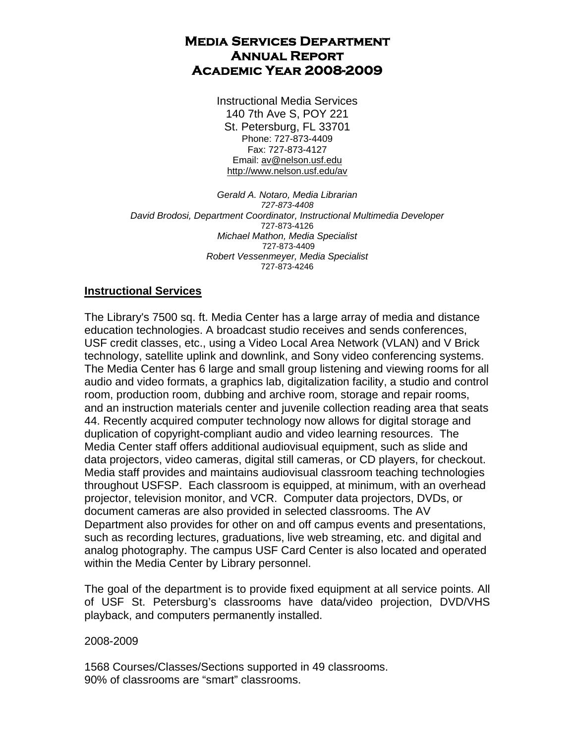# Media Services Department
# Annual Report
# Academic Year 2008-2009

Instructional Media Services
140 7th Ave S, POY 221
St. Petersburg, FL 33701
Phone: 727-873-4409
Fax: 727-873-4127
Email: av@nelson.usf.edu
http://www.nelson.usf.edu/av

*Gerald A. Notaro, Media Librarian*
*727-873-4408*
*David Brodosi, Department Coordinator, Instructional Multimedia Developer*
727-873-4126
*Michael Mathon, Media Specialist*
727-873-4409
*Robert Vessenmeyer, Media Specialist*
727-873-4246

## Instructional Services

The Library's 7500 sq. ft. Media Center has a large array of media and distance education technologies. A broadcast studio receives and sends conferences, USF credit classes, etc., using a Video Local Area Network (VLAN) and V Brick technology, satellite uplink and downlink, and Sony video conferencing systems. The Media Center has 6 large and small group listening and viewing rooms for all audio and video formats, a graphics lab, digitalization facility, a studio and control room, production room, dubbing and archive room, storage and repair rooms, and an instruction materials center and juvenile collection reading area that seats 44. Recently acquired computer technology now allows for digital storage and duplication of copyright-compliant audio and video learning resources. The Media Center staff offers additional audiovisual equipment, such as slide and data projectors, video cameras, digital still cameras, or CD players, for checkout. Media staff provides and maintains audiovisual classroom teaching technologies throughout USFSP. Each classroom is equipped, at minimum, with an overhead projector, television monitor, and VCR. Computer data projectors, DVDs, or document cameras are also provided in selected classrooms. The AV Department also provides for other on and off campus events and presentations, such as recording lectures, graduations, live web streaming, etc. and digital and analog photography. The campus USF Card Center is also located and operated within the Media Center by Library personnel.

The goal of the department is to provide fixed equipment at all service points. All of USF St. Petersburg's classrooms have data/video projection, DVD/VHS playback, and computers permanently installed.

2008-2009

1568 Courses/Classes/Sections supported in 49 classrooms.
90% of classrooms are "smart" classrooms.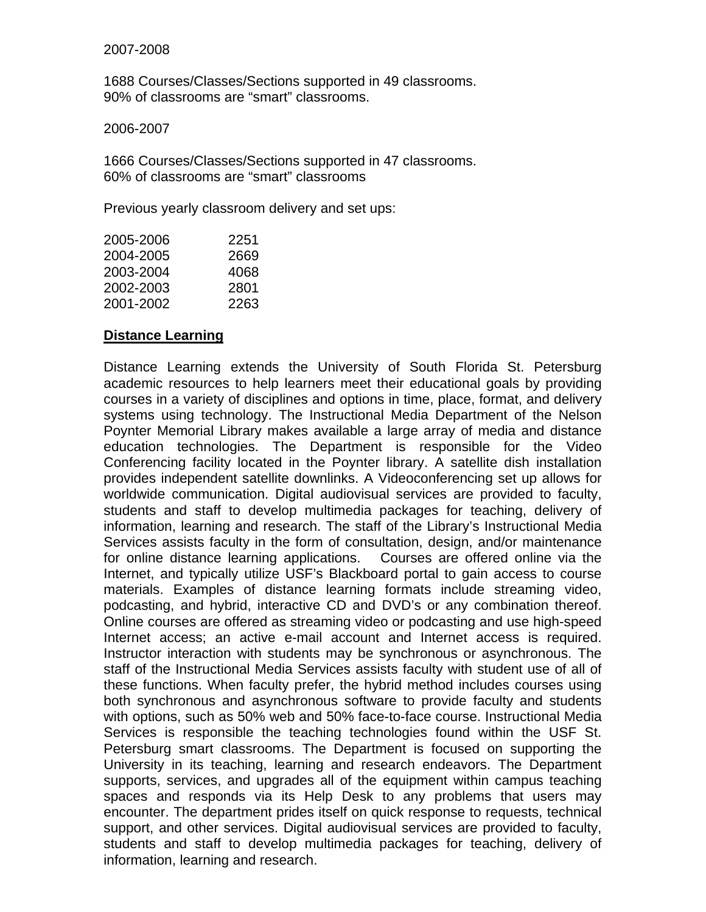2007-2008

1688 Courses/Classes/Sections supported in 49 classrooms.
90% of classrooms are “smart” classrooms.

2006-2007

1666 Courses/Classes/Sections supported in 47 classrooms.
60% of classrooms are “smart” classrooms

Previous yearly classroom delivery and set ups:

| | |
|---|---|
| 2005-2006 | 2251 |
| 2004-2005 | 2669 |
| 2003-2004 | 4068 |
| 2002-2003 | 2801 |
| 2001-2002 | 2263 |

## Distance Learning

Distance Learning extends the University of South Florida St. Petersburg academic resources to help learners meet their educational goals by providing courses in a variety of disciplines and options in time, place, format, and delivery systems using technology. The Instructional Media Department of the Nelson Poynter Memorial Library makes available a large array of media and distance education technologies. The Department is responsible for the Video Conferencing facility located in the Poynter library. A satellite dish installation provides independent satellite downlinks. A Videoconferencing set up allows for worldwide communication. Digital audiovisual services are provided to faculty, students and staff to develop multimedia packages for teaching, delivery of information, learning and research. The staff of the Library’s Instructional Media Services assists faculty in the form of consultation, design, and/or maintenance for online distance learning applications. Courses are offered online via the Internet, and typically utilize USF’s Blackboard portal to gain access to course materials. Examples of distance learning formats include streaming video, podcasting, and hybrid, interactive CD and DVD’s or any combination thereof. Online courses are offered as streaming video or podcasting and use high-speed Internet access; an active e-mail account and Internet access is required. Instructor interaction with students may be synchronous or asynchronous. The staff of the Instructional Media Services assists faculty with student use of all of these functions. When faculty prefer, the hybrid method includes courses using both synchronous and asynchronous software to provide faculty and students with options, such as 50% web and 50% face-to-face course. Instructional Media Services is responsible the teaching technologies found within the USF St. Petersburg smart classrooms. The Department is focused on supporting the University in its teaching, learning and research endeavors. The Department supports, services, and upgrades all of the equipment within campus teaching spaces and responds via its Help Desk to any problems that users may encounter. The department prides itself on quick response to requests, technical support, and other services. Digital audiovisual services are provided to faculty, students and staff to develop multimedia packages for teaching, delivery of information, learning and research.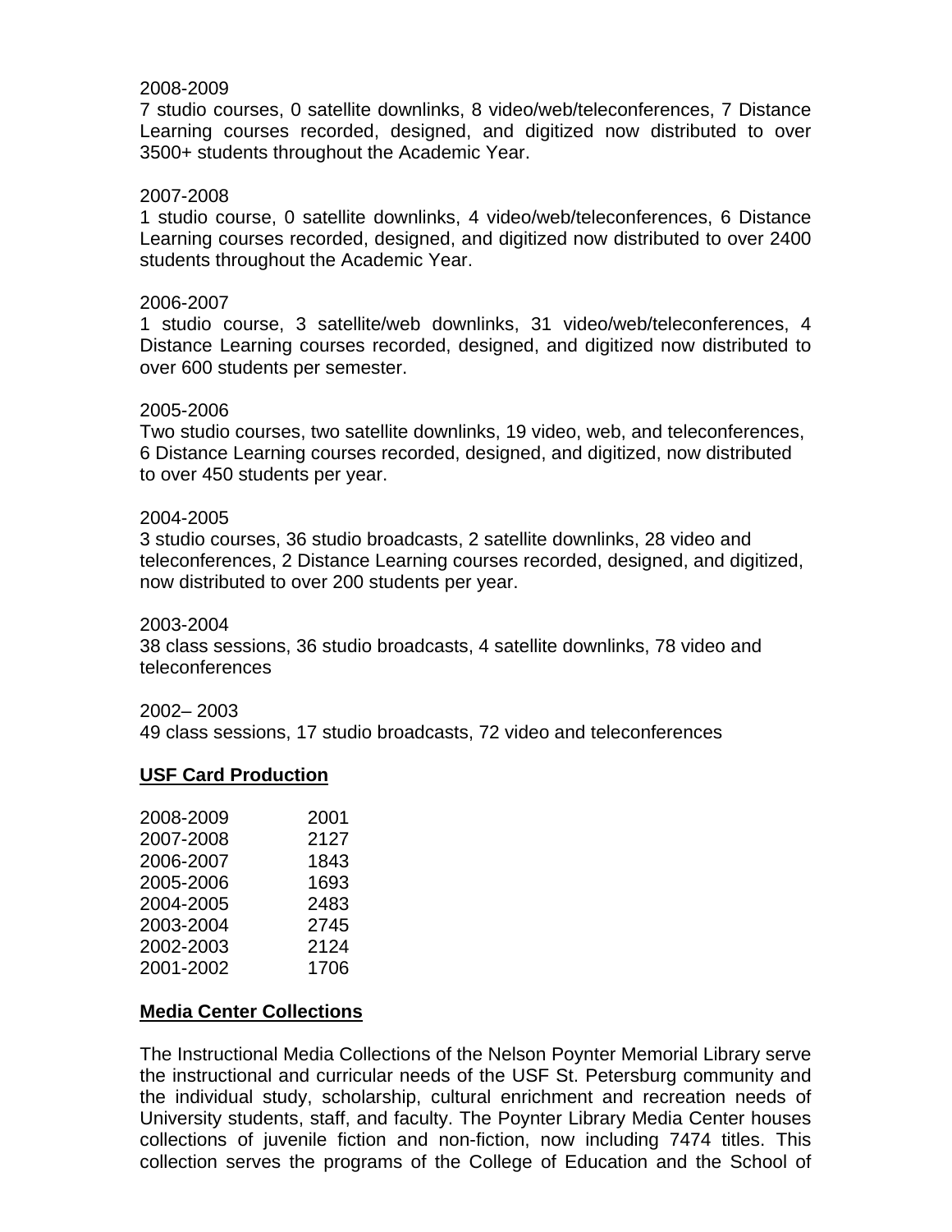2008-2009
7 studio courses, 0 satellite downlinks, 8 video/web/teleconferences, 7 Distance Learning courses recorded, designed, and digitized now distributed to over 3500+ students throughout the Academic Year.

2007-2008
1 studio course, 0 satellite downlinks, 4 video/web/teleconferences, 6 Distance Learning courses recorded, designed, and digitized now distributed to over 2400 students throughout the Academic Year.

2006-2007
1 studio course, 3 satellite/web downlinks, 31 video/web/teleconferences, 4 Distance Learning courses recorded, designed, and digitized now distributed to over 600 students per semester.

2005-2006
Two studio courses, two satellite downlinks, 19 video, web, and teleconferences, 6 Distance Learning courses recorded, designed, and digitized, now distributed to over 450 students per year.

2004-2005
3 studio courses, 36 studio broadcasts, 2 satellite downlinks, 28 video and teleconferences, 2 Distance Learning courses recorded, designed, and digitized, now distributed to over 200 students per year.

2003-2004
38 class sessions, 36 studio broadcasts, 4 satellite downlinks, 78 video and teleconferences

2002– 2003
49 class sessions, 17 studio broadcasts, 72 video and teleconferences

**USF Card Production**

| | |
|---|---|
| 2008-2009 | 2001 |
| 2007-2008 | 2127 |
| 2006-2007 | 1843 |
| 2005-2006 | 1693 |
| 2004-2005 | 2483 |
| 2003-2004 | 2745 |
| 2002-2003 | 2124 |
| 2001-2002 | 1706 |

**Media Center Collections**

The Instructional Media Collections of the Nelson Poynter Memorial Library serve the instructional and curricular needs of the USF St. Petersburg community and the individual study, scholarship, cultural enrichment and recreation needs of University students, staff, and faculty. The Poynter Library Media Center houses collections of juvenile fiction and non-fiction, now including 7474 titles. This collection serves the programs of the College of Education and the School of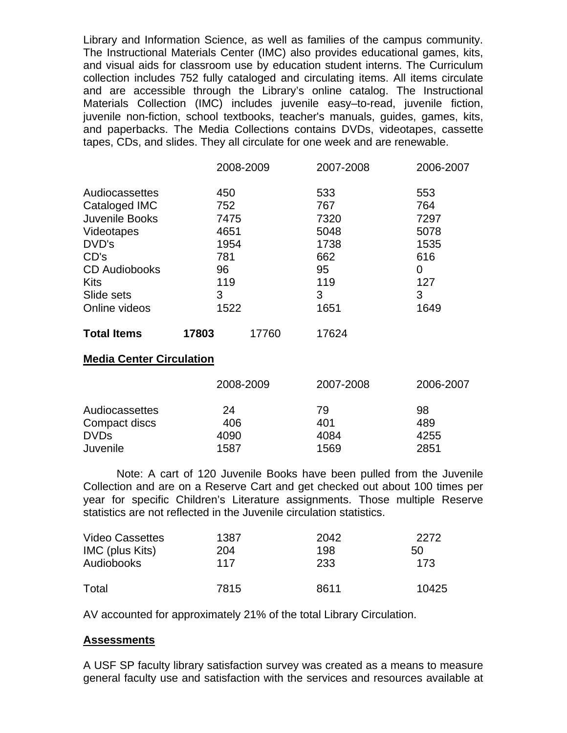Library and Information Science, as well as families of the campus community. The Instructional Materials Center (IMC) also provides educational games, kits, and visual aids for classroom use by education student interns. The Curriculum collection includes 752 fully cataloged and circulating items. All items circulate and are accessible through the Library's online catalog. The Instructional Materials Collection (IMC) includes juvenile easy–to-read, juvenile fiction, juvenile non-fiction, school textbooks, teacher's manuals, guides, games, kits, and paperbacks. The Media Collections contains DVDs, videotapes, cassette tapes, CDs, and slides. They all circulate for one week and are renewable.

| | 2008-2009 | 2007-2008 | 2006-2007 |
|---|---|---|---|
| Audiocassettes | 450 | 533 | 553 |
| Cataloged IMC | 752 | 767 | 764 |
| Juvenile Books | 7475 | 7320 | 7297 |
| Videotapes | 4651 | 5048 | 5078 |
| DVD's | 1954 | 1738 | 1535 |
| CD's | 781 | 662 | 616 |
| CD Audiobooks | 96 | 95 | 0 |
| Kits | 119 | 119 | 127 |
| Slide sets | 3 | 3 | 3 |
| Online videos | 1522 | 1651 | 1649 |
| **Total Items** | **17803** | 17760 | 17624 |

**Media Center Circulation**

| | 2008-2009 | 2007-2008 | 2006-2007 |
|---|---|---|---|
| Audiocassettes | 24 | 79 | 98 |
| Compact discs | 406 | 401 | 489 |
| DVDs | 4090 | 4084 | 4255 |
| Juvenile | 1587 | 1569 | 2851 |
| Video Cassettes | 1387 | 2042 | 2272 |
| IMC (plus Kits) | 204 | 198 | 50 |
| Audiobooks | 117 | 233 | 173 |
| Total | 7815 | 8611 | 10425 |

Note: A cart of 120 Juvenile Books have been pulled from the Juvenile Collection and are on a Reserve Cart and get checked out about 100 times per year for specific Children's Literature assignments. Those multiple Reserve statistics are not reflected in the Juvenile circulation statistics.

AV accounted for approximately 21% of the total Library Circulation.

**Assessments**

A USF SP faculty library satisfaction survey was created as a means to measure general faculty use and satisfaction with the services and resources available at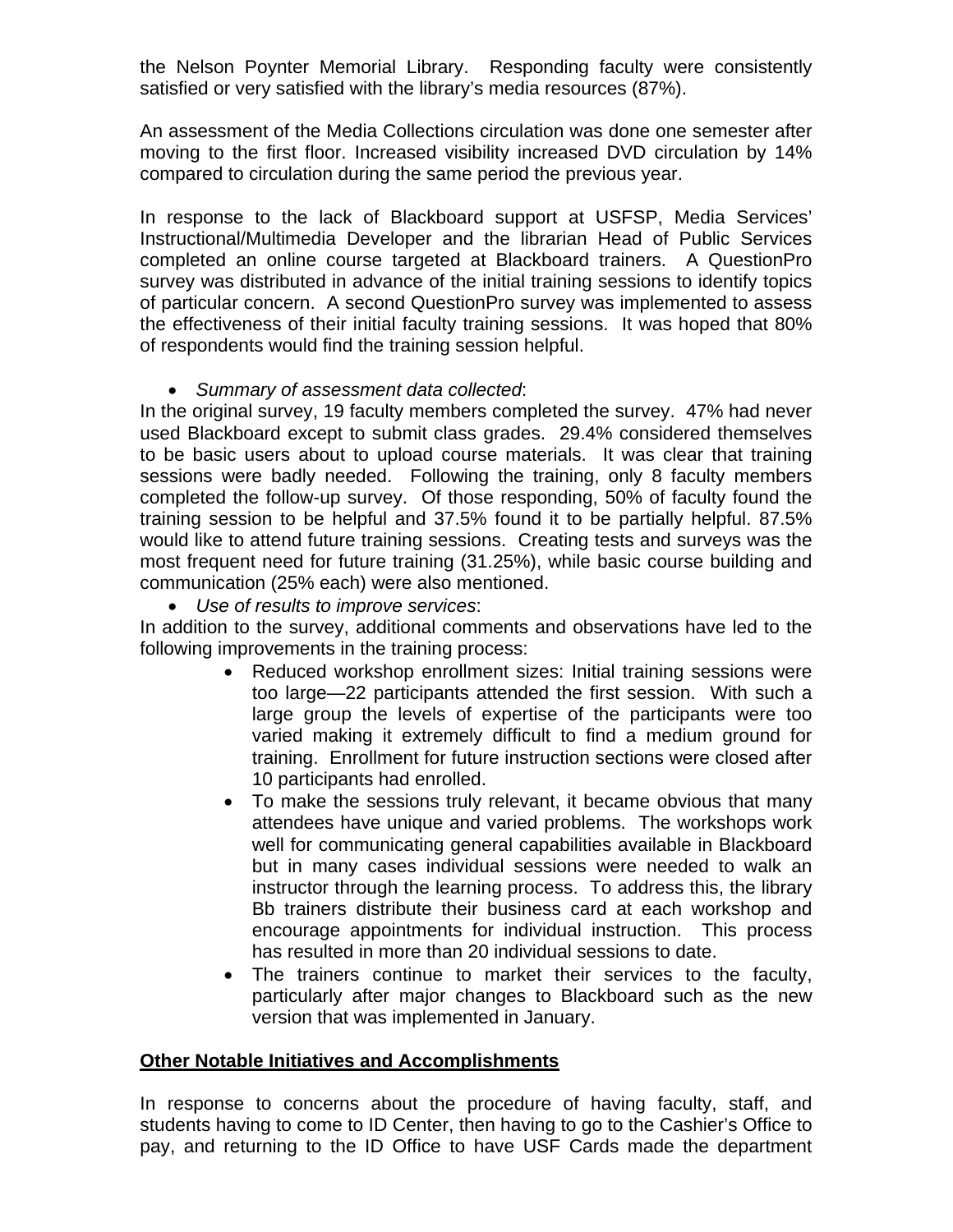the Nelson Poynter Memorial Library. Responding faculty were consistently satisfied or very satisfied with the library's media resources (87%).

An assessment of the Media Collections circulation was done one semester after moving to the first floor. Increased visibility increased DVD circulation by 14% compared to circulation during the same period the previous year.

In response to the lack of Blackboard support at USFSP, Media Services' Instructional/Multimedia Developer and the librarian Head of Public Services completed an online course targeted at Blackboard trainers. A QuestionPro survey was distributed in advance of the initial training sessions to identify topics of particular concern. A second QuestionPro survey was implemented to assess the effectiveness of their initial faculty training sessions. It was hoped that 80% of respondents would find the training session helpful.

- *Summary of assessment data collected*:

In the original survey, 19 faculty members completed the survey. 47% had never used Blackboard except to submit class grades. 29.4% considered themselves to be basic users about to upload course materials. It was clear that training sessions were badly needed. Following the training, only 8 faculty members completed the follow-up survey. Of those responding, 50% of faculty found the training session to be helpful and 37.5% found it to be partially helpful. 87.5% would like to attend future training sessions. Creating tests and surveys was the most frequent need for future training (31.25%), while basic course building and communication (25% each) were also mentioned.

- *Use of results to improve services*:

In addition to the survey, additional comments and observations have led to the following improvements in the training process:

- Reduced workshop enrollment sizes: Initial training sessions were too large—22 participants attended the first session. With such a large group the levels of expertise of the participants were too varied making it extremely difficult to find a medium ground for training. Enrollment for future instruction sections were closed after 10 participants had enrolled.
- To make the sessions truly relevant, it became obvious that many attendees have unique and varied problems. The workshops work well for communicating general capabilities available in Blackboard but in many cases individual sessions were needed to walk an instructor through the learning process. To address this, the library Bb trainers distribute their business card at each workshop and encourage appointments for individual instruction. This process has resulted in more than 20 individual sessions to date.
- The trainers continue to market their services to the faculty, particularly after major changes to Blackboard such as the new version that was implemented in January.

**Other Notable Initiatives and Accomplishments**

In response to concerns about the procedure of having faculty, staff, and students having to come to ID Center, then having to go to the Cashier's Office to pay, and returning to the ID Office to have USF Cards made the department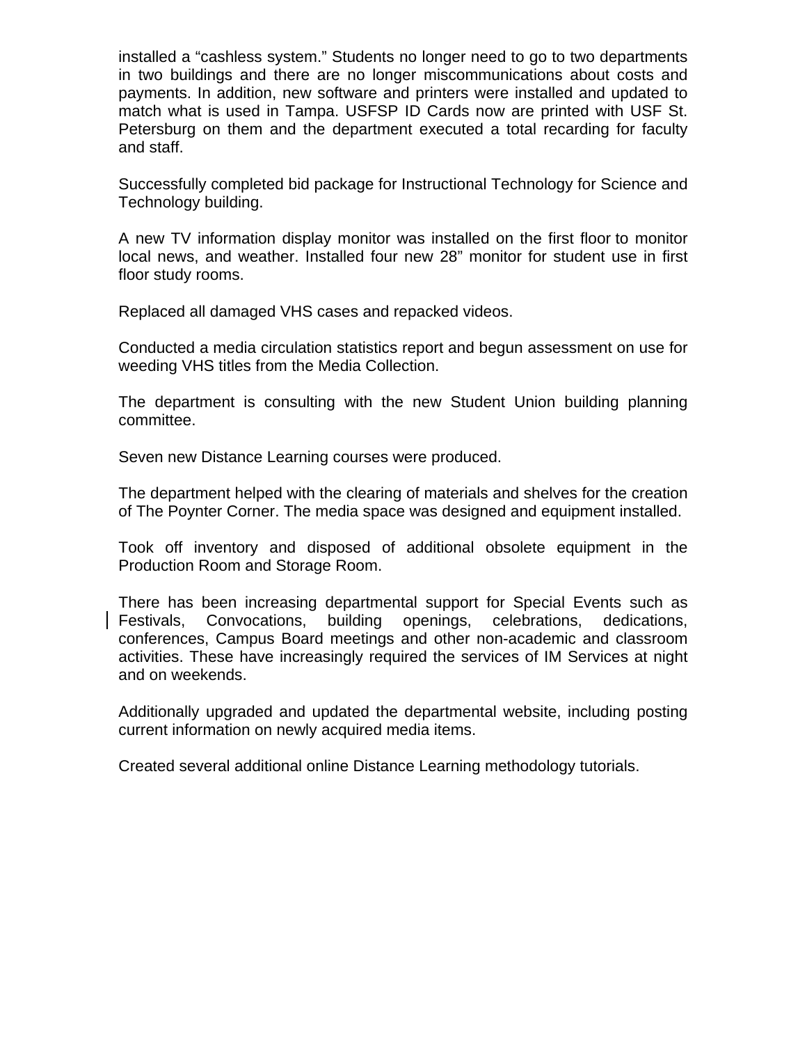installed a “cashless system.” Students no longer need to go to two departments in two buildings and there are no longer miscommunications about costs and payments. In addition, new software and printers were installed and updated to match what is used in Tampa. USFSP ID Cards now are printed with USF St. Petersburg on them and the department executed a total recarding for faculty and staff.

Successfully completed bid package for Instructional Technology for Science and Technology building.

A new TV information display monitor was installed on the first floor to monitor local news, and weather. Installed four new 28” monitor for student use in first floor study rooms.

Replaced all damaged VHS cases and repacked videos.

Conducted a media circulation statistics report and begun assessment on use for weeding VHS titles from the Media Collection.

The department is consulting with the new Student Union building planning committee.

Seven new Distance Learning courses were produced.

The department helped with the clearing of materials and shelves for the creation of The Poynter Corner. The media space was designed and equipment installed.

Took off inventory and disposed of additional obsolete equipment in the Production Room and Storage Room.

There has been increasing departmental support for Special Events such as Festivals, Convocations, building openings, celebrations, dedications, conferences, Campus Board meetings and other non-academic and classroom activities. These have increasingly required the services of IM Services at night and on weekends.

Additionally upgraded and updated the departmental website, including posting current information on newly acquired media items.

Created several additional online Distance Learning methodology tutorials.